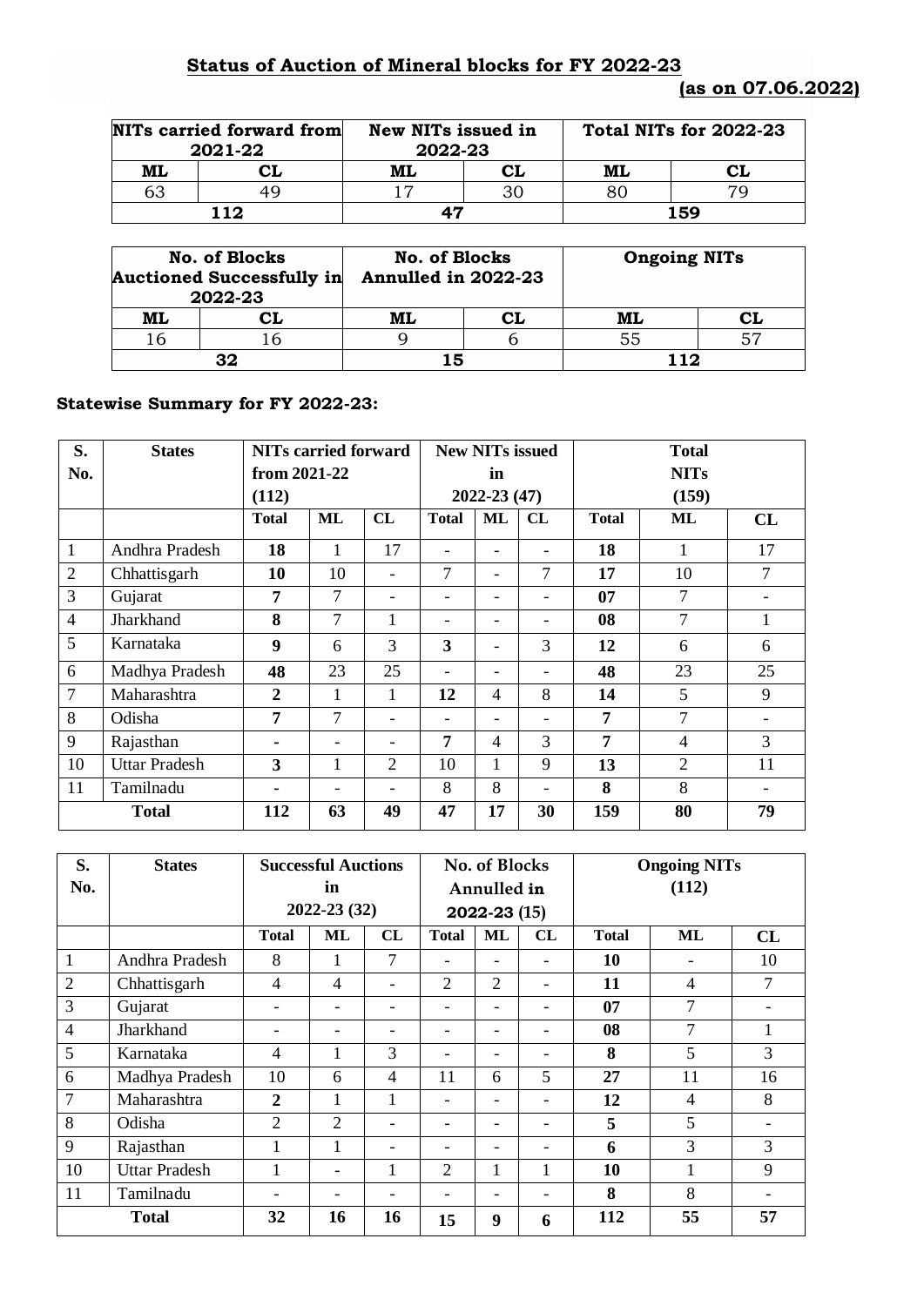## Status of Auction of Mineral blocks for FY 2022-23

**(as on 07.06.2022)**

| NITs carried forward from 2021-22 | | New NITs issued in 2022-23 | | Total NITs for 2022-23 | |
|---|---|---|---|---|---|
| ML | CL | ML | CL | ML | CL |
| 63 | 49 | 17 | 30 | 80 | 79 |
| 112 | | 47 | | 159 | |

| No. of Blocks Auctioned Successfully in 2022-23 | | No. of Blocks Annulled in 2022-23 | | Ongoing NITs | |
|---|---|---|---|---|---|
| ML | CL | ML | CL | ML | CL |
| 16 | 16 | 9 | 6 | 55 | 57 |
| 32 | | 15 | | 112 | |

### Statewise Summary for FY 2022-23:

| S. No. | States | NITs carried forward from 2021-22 (112) | | | New NITs issued in 2022-23 (47) | | | Total NITs (159) | | |
|---|---|---|---|---|---|---|---|---|---|---|
| | | Total | ML | CL | Total | ML | CL | Total | ML | CL |
| 1 | Andhra Pradesh | 18 | 1 | 17 | - | - | - | 18 | 1 | 17 |
| 2 | Chhattisgarh | 10 | 10 | - | 7 | - | 7 | 17 | 10 | 7 |
| 3 | Gujarat | 7 | 7 | - | - | - | - | 07 | 7 | - |
| 4 | Jharkhand | 8 | 7 | 1 | - | - | - | 08 | 7 | 1 |
| 5 | Karnataka | 9 | 6 | 3 | 3 | - | 3 | 12 | 6 | 6 |
| 6 | Madhya Pradesh | 48 | 23 | 25 | - | - | - | 48 | 23 | 25 |
| 7 | Maharashtra | 2 | 1 | 1 | 12 | 4 | 8 | 14 | 5 | 9 |
| 8 | Odisha | 7 | 7 | - | - | - | - | 7 | 7 | - |
| 9 | Rajasthan | - | - | - | 7 | 4 | 3 | 7 | 4 | 3 |
| 10 | Uttar Pradesh | 3 | 1 | 2 | 10 | 1 | 9 | 13 | 2 | 11 |
| 11 | Tamilnadu | - | - | - | 8 | 8 | - | 8 | 8 | - |
| Total | | 112 | 63 | 49 | 47 | 17 | 30 | 159 | 80 | 79 |

| S. No. | States | Successful Auctions in 2022-23 (32) | | | No. of Blocks Annulled in 2022-23 (15) | | | Ongoing NITs (112) | | |
|---|---|---|---|---|---|---|---|---|---|---|
| | | Total | ML | CL | Total | ML | CL | Total | ML | CL |
| 1 | Andhra Pradesh | 8 | 1 | 7 | - | - | - | 10 | - | 10 |
| 2 | Chhattisgarh | 4 | 4 | - | 2 | 2 | - | 11 | 4 | 7 |
| 3 | Gujarat | - | - | - | - | - | - | 07 | 7 | - |
| 4 | Jharkhand | - | - | - | - | - | - | 08 | 7 | 1 |
| 5 | Karnataka | 4 | 1 | 3 | - | - | - | 8 | 5 | 3 |
| 6 | Madhya Pradesh | 10 | 6 | 4 | 11 | 6 | 5 | 27 | 11 | 16 |
| 7 | Maharashtra | 2 | 1 | 1 | - | - | - | 12 | 4 | 8 |
| 8 | Odisha | 2 | 2 | - | - | - | - | 5 | 5 | - |
| 9 | Rajasthan | 1 | 1 | - | - | - | - | 6 | 3 | 3 |
| 10 | Uttar Pradesh | 1 | - | 1 | 2 | 1 | 1 | 10 | 1 | 9 |
| 11 | Tamilnadu | - | - | - | - | - | - | 8 | 8 | - |
| Total | | 32 | 16 | 16 | 15 | 9 | 6 | 112 | 55 | 57 |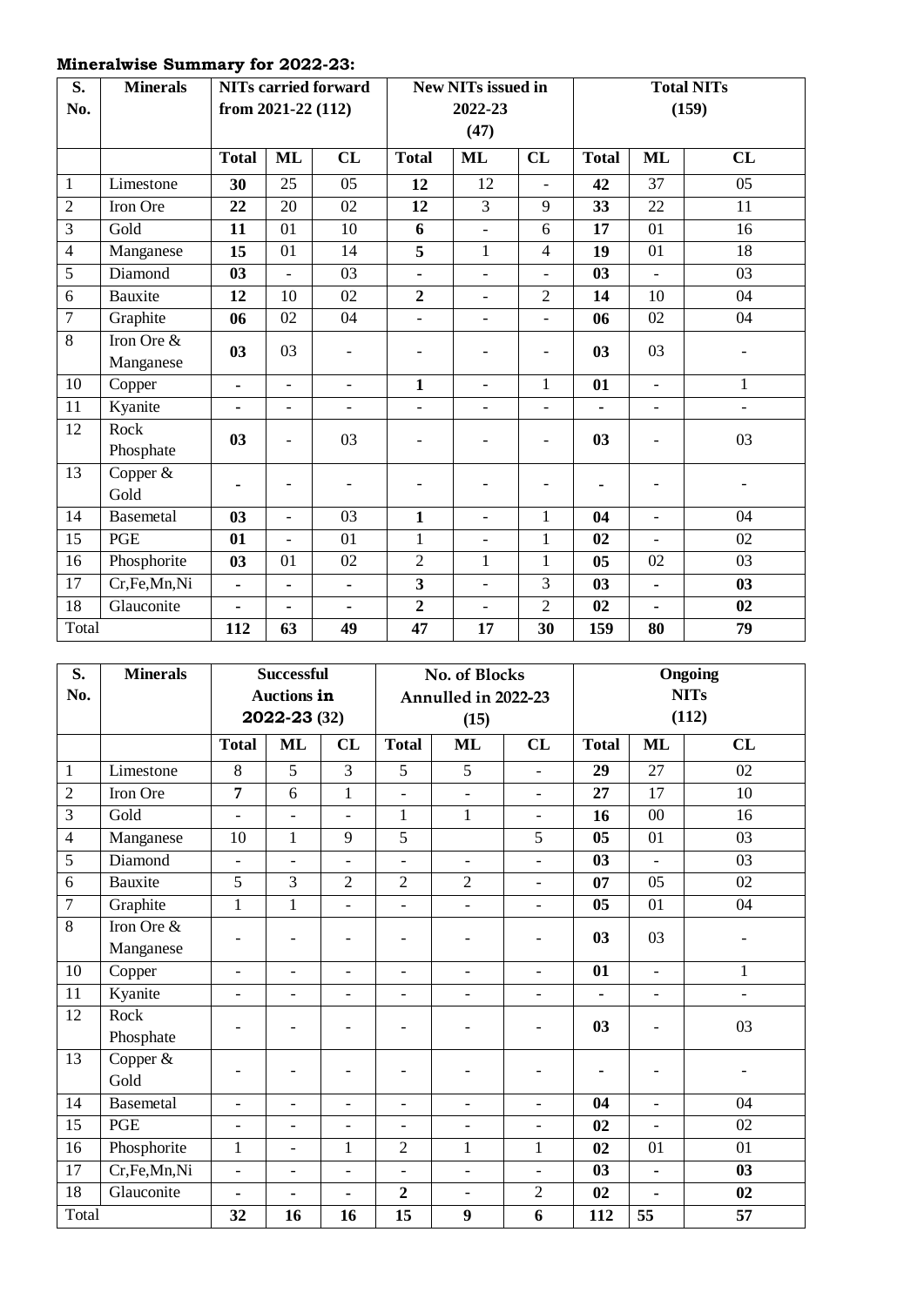**Mineralwise Summary for 2022-23:**

| S. No. | Minerals | NITs carried forward from 2021-22 (112) | | | New NITs issued in 2022-23 (47) | | | Total NITs (159) | | |
|---|---|---|---|---|---|---|---|---|---|---|
| | | **Total** | **ML** | **CL** | **Total** | **ML** | **CL** | **Total** | **ML** | **CL** |
| 1 | Limestone | **30** | 25 | 05 | **12** | 12 | - | **42** | 37 | 05 |
| 2 | Iron Ore | **22** | 20 | 02 | **12** | 3 | 9 | **33** | 22 | 11 |
| 3 | Gold | **11** | 01 | 10 | **6** | - | 6 | **17** | 01 | 16 |
| 4 | Manganese | **15** | 01 | 14 | **5** | 1 | 4 | **19** | 01 | 18 |
| 5 | Diamond | **03** | - | 03 | **-** | - | - | **03** | - | 03 |
| 6 | Bauxite | **12** | 10 | 02 | **2** | - | 2 | **14** | 10 | 04 |
| 7 | Graphite | **06** | 02 | 04 | - | - | - | **06** | 02 | 04 |
| 8 | Iron Ore & Manganese | **03** | 03 | - | - | - | - | **03** | 03 | - |
| 10 | Copper | **-** | - | - | **1** | - | 1 | **01** | - | 1 |
| 11 | Kyanite | **-** | - | - | - | - | - | **-** | - | - |
| 12 | Rock Phosphate | **03** | - | 03 | - | - | - | **03** | - | 03 |
| 13 | Copper & Gold | **-** | - | - | - | - | - | **-** | - | - |
| 14 | Basemetal | **03** | - | 03 | **1** | - | 1 | **04** | - | 04 |
| 15 | PGE | **01** | - | 01 | 1 | - | 1 | **02** | - | 02 |
| 16 | Phosphorite | **03** | 01 | 02 | 2 | 1 | 1 | **05** | 02 | 03 |
| 17 | Cr,Fe,Mn,Ni | **-** | **-** | **-** | **3** | - | 3 | **03** | **-** | **03** |
| 18 | Glauconite | **-** | **-** | **-** | **2** | - | 2 | **02** | **-** | **02** |
| Total | | **112** | **63** | **49** | **47** | **17** | **30** | **159** | **80** | **79** |

| S. No. | Minerals | Successful Auctions in 2022-23 (32) | | | No. of Blocks Annulled in 2022-23 (15) | | | Ongoing NITs (112) | | |
|---|---|---|---|---|---|---|---|---|---|---|
| | | **Total** | **ML** | **CL** | **Total** | **ML** | **CL** | **Total** | **ML** | **CL** |
| 1 | Limestone | 8 | 5 | 3 | 5 | 5 | - | **29** | 27 | 02 |
| 2 | Iron Ore | **7** | 6 | 1 | - | - | - | **27** | 17 | 10 |
| 3 | Gold | - | - | - | 1 | 1 | - | **16** | 00 | 16 |
| 4 | Manganese | 10 | 1 | 9 | 5 | | 5 | **05** | 01 | 03 |
| 5 | Diamond | - | - | - | - | - | - | **03** | - | 03 |
| 6 | Bauxite | 5 | 3 | 2 | 2 | 2 | - | **07** | 05 | 02 |
| 7 | Graphite | 1 | 1 | - | - | - | - | **05** | 01 | 04 |
| 8 | Iron Ore & Manganese | - | - | - | - | - | - | **03** | 03 | - |
| 10 | Copper | - | - | - | - | - | - | **01** | - | 1 |
| 11 | Kyanite | - | - | - | - | - | - | **-** | - | - |
| 12 | Rock Phosphate | - | - | - | - | - | - | **03** | - | 03 |
| 13 | Copper & Gold | - | - | - | - | - | - | **-** | - | - |
| 14 | Basemetal | - | - | - | - | - | - | **04** | - | 04 |
| 15 | PGE | - | - | - | - | - | - | **02** | - | 02 |
| 16 | Phosphorite | 1 | - | 1 | 2 | 1 | 1 | **02** | 01 | 01 |
| 17 | Cr,Fe,Mn,Ni | - | - | - | - | - | - | **03** | **-** | **03** |
| 18 | Glauconite | **-** | **-** | **-** | **2** | - | 2 | **02** | **-** | **02** |
| Total | | **32** | **16** | **16** | **15** | **9** | **6** | **112** | **55** | **57** |